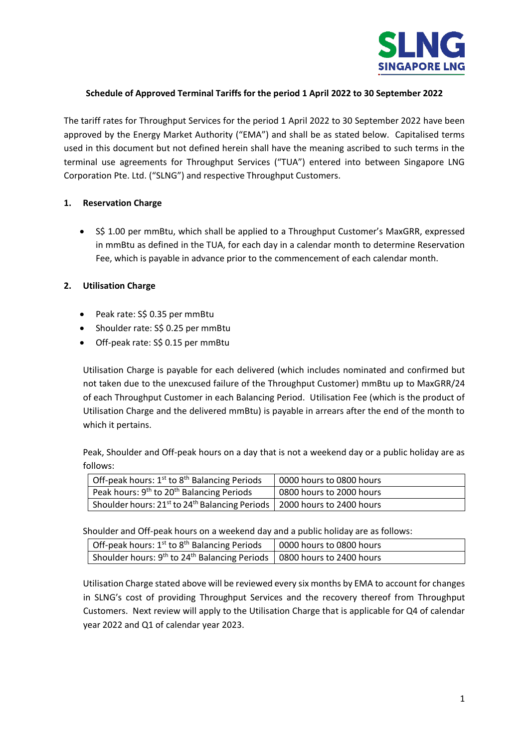**Schedule of Approved Terminal Tariffs for the period 1 April 2022 to 30 September 2022**

The tariff rates for Throughput Services for the period 1 April 2022 to 30 September 2022 have been approved by the Energy Market Authority ("EMA") and shall be as stated below. Capitalised terms used in this document but not defined herein shall have the meaning ascribed to such terms in the terminal use agreements for Throughput Services ("TUA") entered into between Singapore LNG Corporation Pte. Ltd. ("SLNG") and respective Throughput Customers.

## 1. Reservation Charge

- S$ 1.00 per mmBtu, which shall be applied to a Throughput Customer's MaxGRR, expressed in mmBtu as defined in the TUA, for each day in a calendar month to determine Reservation Fee, which is payable in advance prior to the commencement of each calendar month.

## 2. Utilisation Charge

- Peak rate: S$ 0.35 per mmBtu
- Shoulder rate: S$ 0.25 per mmBtu
- Off-peak rate: S$ 0.15 per mmBtu

Utilisation Charge is payable for each delivered (which includes nominated and confirmed but not taken due to the unexcused failure of the Throughput Customer) mmBtu up to MaxGRR/24 of each Throughput Customer in each Balancing Period. Utilisation Fee (which is the product of Utilisation Charge and the delivered mmBtu) is payable in arrears after the end of the month to which it pertains.

Peak, Shoulder and Off-peak hours on a day that is not a weekend day or a public holiday are as follows:

| | |
|---|---|
| Off-peak hours: 1st to 8th Balancing Periods | 0000 hours to 0800 hours |
| Peak hours: 9th to 20th Balancing Periods | 0800 hours to 2000 hours |
| Shoulder hours: 21st to 24th Balancing Periods | 2000 hours to 2400 hours |

Shoulder and Off-peak hours on a weekend day and a public holiday are as follows:

| | |
|---|---|
| Off-peak hours: 1st to 8th Balancing Periods | 0000 hours to 0800 hours |
| Shoulder hours: 9th to 24th Balancing Periods | 0800 hours to 2400 hours |

Utilisation Charge stated above will be reviewed every six months by EMA to account for changes in SLNG's cost of providing Throughput Services and the recovery thereof from Throughput Customers. Next review will apply to the Utilisation Charge that is applicable for Q4 of calendar year 2022 and Q1 of calendar year 2023.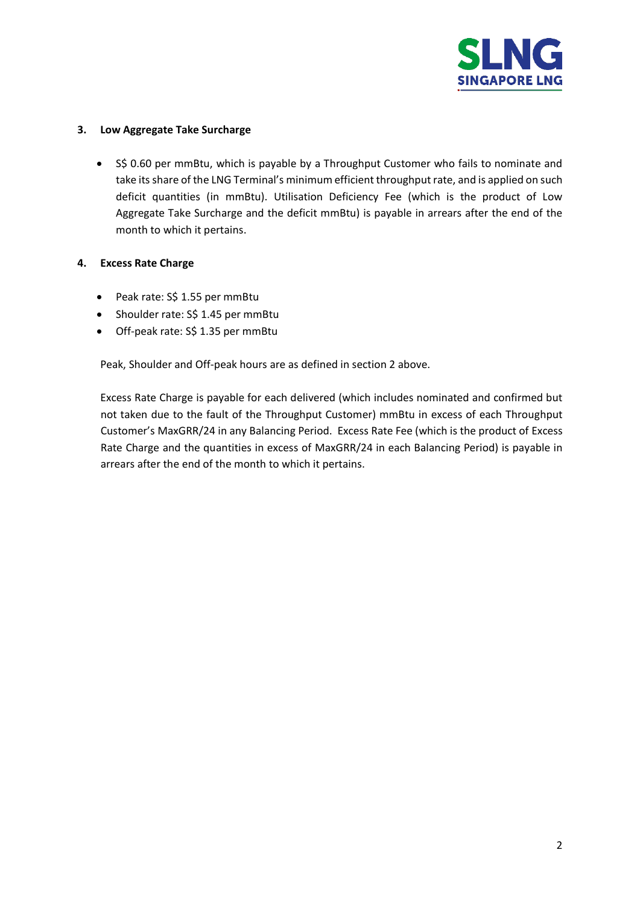## 3. Low Aggregate Take Surcharge

- S$ 0.60 per mmBtu, which is payable by a Throughput Customer who fails to nominate and take its share of the LNG Terminal's minimum efficient throughput rate, and is applied on such deficit quantities (in mmBtu). Utilisation Deficiency Fee (which is the product of Low Aggregate Take Surcharge and the deficit mmBtu) is payable in arrears after the end of the month to which it pertains.

## 4. Excess Rate Charge

- Peak rate: S$ 1.55 per mmBtu
- Shoulder rate: S$ 1.45 per mmBtu
- Off-peak rate: S$ 1.35 per mmBtu

Peak, Shoulder and Off-peak hours are as defined in section 2 above.

Excess Rate Charge is payable for each delivered (which includes nominated and confirmed but not taken due to the fault of the Throughput Customer) mmBtu in excess of each Throughput Customer's MaxGRR/24 in any Balancing Period. Excess Rate Fee (which is the product of Excess Rate Charge and the quantities in excess of MaxGRR/24 in each Balancing Period) is payable in arrears after the end of the month to which it pertains.